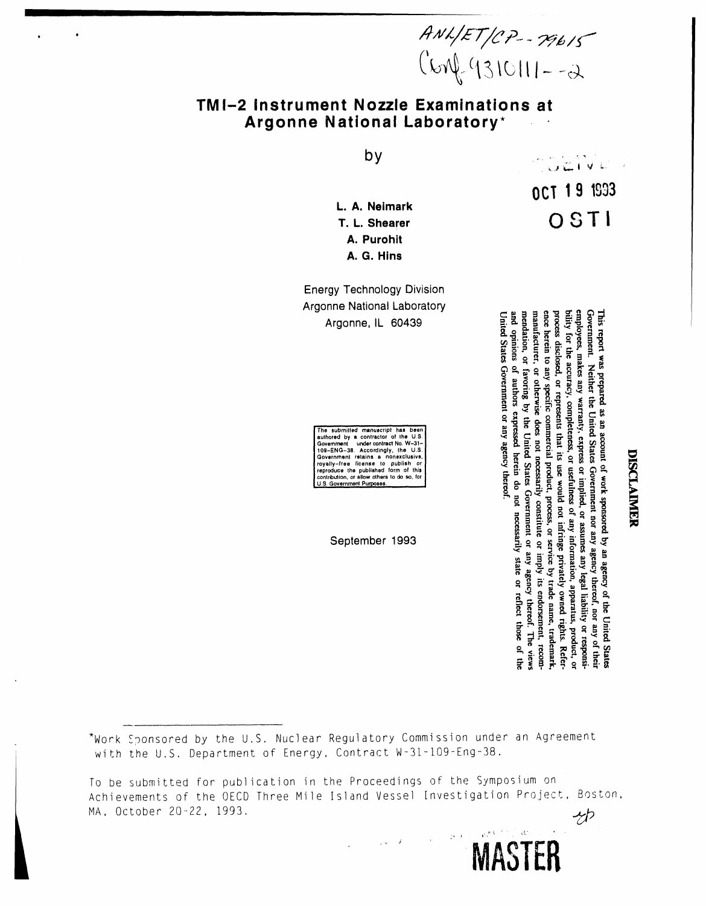ANL/ET/CP--79615
Conf-9310111--2

# TMI-2 Instrument Nozzle Examinations at Argonne National Laboratory*

by

OCT 19 1993

OSTI

**L. A. Neimark**
**T. L. Shearer**
**A. Purohit**
**A. G. Hins**

Energy Technology Division
Argonne National Laboratory
Argonne, IL 60439

The submitted manuscript has been authored by a contractor of the U.S. Government under contract No. W-31-109-ENG-38. Accordingly, the U.S. Government retains a nonexclusive, royalty-free license to publish or reproduce the published form of this contribution, or allow others to do so, for U.S. Government Purposes.

September 1993

**DISCLAIMER**

This report was prepared as an account of work sponsored by an agency of the United States Government. Neither the United States Government nor any agency thereof, nor any of their employees, makes any warranty, express or implied, or assumes any legal liability or responsibility for the accuracy, completeness, or usefulness of any information, apparatus, product, or process disclosed, or represents that its use would not infringe privately owned rights. Reference herein to any specific commercial product, process, or service by trade name, trademark, manufacturer, or otherwise does not necessarily constitute or imply its endorsement, recommendation, or favoring by the United States Government or any agency thereof. The views and opinions of authors expressed herein do not necessarily state or reflect those of the United States Government or any agency thereof.

*Work Sponsored by the U.S. Nuclear Regulatory Commission under an Agreement with the U.S. Department of Energy, Contract W-31-109-Eng-38.

To be submitted for publication in the Proceedings of the Symposium on Achievements of the OECD Three Mile Island Vessel Investigation Project, Boston, MA, October 20-22, 1993.

MASTER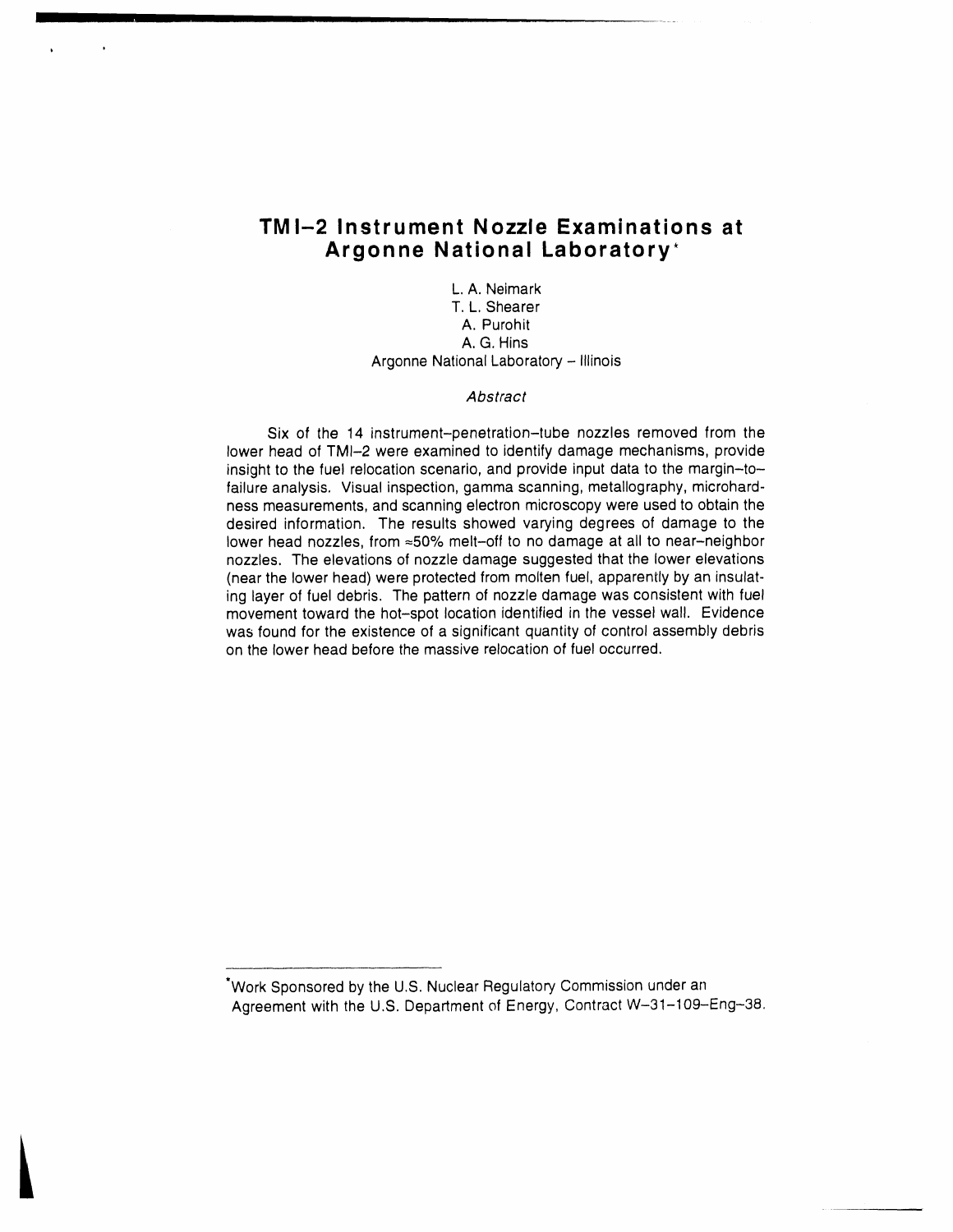# TMI–2 Instrument Nozzle Examinations at Argonne National Laboratory*

L. A. Neimark
T. L. Shearer
A. Purohit
A. G. Hins
Argonne National Laboratory – Illinois

*Abstract*

Six of the 14 instrument–penetration–tube nozzles removed from the lower head of TMI–2 were examined to identify damage mechanisms, provide insight to the fuel relocation scenario, and provide input data to the margin–to–failure analysis. Visual inspection, gamma scanning, metallography, microhardness measurements, and scanning electron microscopy were used to obtain the desired information. The results showed varying degrees of damage to the lower head nozzles, from ≈50% melt–off to no damage at all to near–neighbor nozzles. The elevations of nozzle damage suggested that the lower elevations (near the lower head) were protected from molten fuel, apparently by an insulating layer of fuel debris. The pattern of nozzle damage was consistent with fuel movement toward the hot–spot location identified in the vessel wall. Evidence was found for the existence of a significant quantity of control assembly debris on the lower head before the massive relocation of fuel occurred.

---

*Work Sponsored by the U.S. Nuclear Regulatory Commission under an Agreement with the U.S. Department of Energy, Contract W–31–109–Eng–38.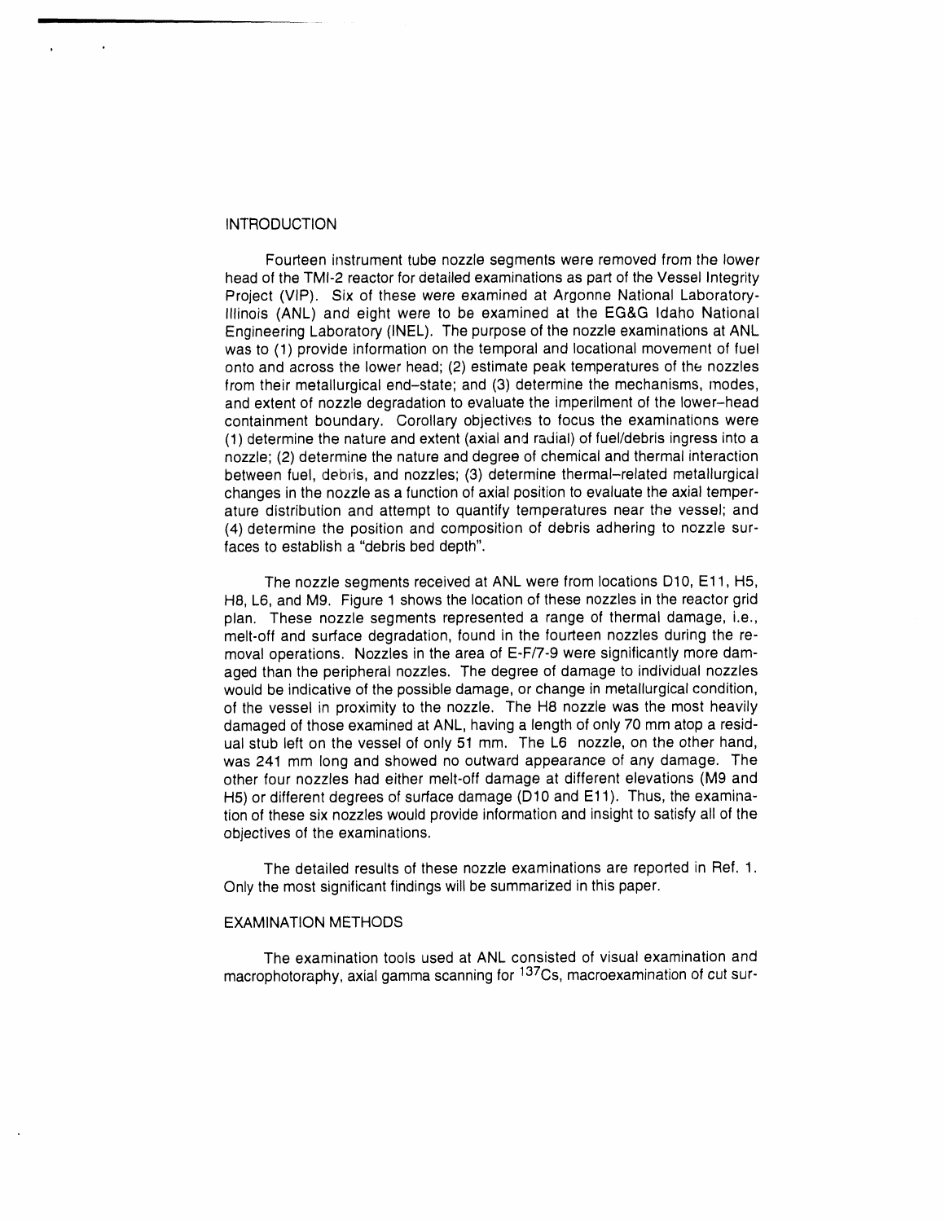## INTRODUCTION

Fourteen instrument tube nozzle segments were removed from the lower head of the TMI-2 reactor for detailed examinations as part of the Vessel Integrity Project (VIP). Six of these were examined at Argonne National Laboratory-Illinois (ANL) and eight were to be examined at the EG&G Idaho National Engineering Laboratory (INEL). The purpose of the nozzle examinations at ANL was to (1) provide information on the temporal and locational movement of fuel onto and across the lower head; (2) estimate peak temperatures of the nozzles from their metallurgical end-state; and (3) determine the mechanisms, modes, and extent of nozzle degradation to evaluate the imperilment of the lower-head containment boundary. Corollary objectives to focus the examinations were (1) determine the nature and extent (axial and radial) of fuel/debris ingress into a nozzle; (2) determine the nature and degree of chemical and thermal interaction between fuel, debris, and nozzles; (3) determine thermal-related metallurgical changes in the nozzle as a function of axial position to evaluate the axial temperature distribution and attempt to quantify temperatures near the vessel; and (4) determine the position and composition of debris adhering to nozzle surfaces to establish a "debris bed depth".

The nozzle segments received at ANL were from locations D10, E11, H5, H8, L6, and M9. Figure 1 shows the location of these nozzles in the reactor grid plan. These nozzle segments represented a range of thermal damage, i.e., melt-off and surface degradation, found in the fourteen nozzles during the removal operations. Nozzles in the area of E-F/7-9 were significantly more damaged than the peripheral nozzles. The degree of damage to individual nozzles would be indicative of the possible damage, or change in metallurgical condition, of the vessel in proximity to the nozzle. The H8 nozzle was the most heavily damaged of those examined at ANL, having a length of only 70 mm atop a residual stub left on the vessel of only 51 mm. The L6 nozzle, on the other hand, was 241 mm long and showed no outward appearance of any damage. The other four nozzles had either melt-off damage at different elevations (M9 and H5) or different degrees of surface damage (D10 and E11). Thus, the examination of these six nozzles would provide information and insight to satisfy all of the objectives of the examinations.

The detailed results of these nozzle examinations are reported in Ref. 1. Only the most significant findings will be summarized in this paper.

## EXAMINATION METHODS

The examination tools used at ANL consisted of visual examination and macrophotoraphy, axial gamma scanning for $^{137}Cs$, macroexamination of cut sur-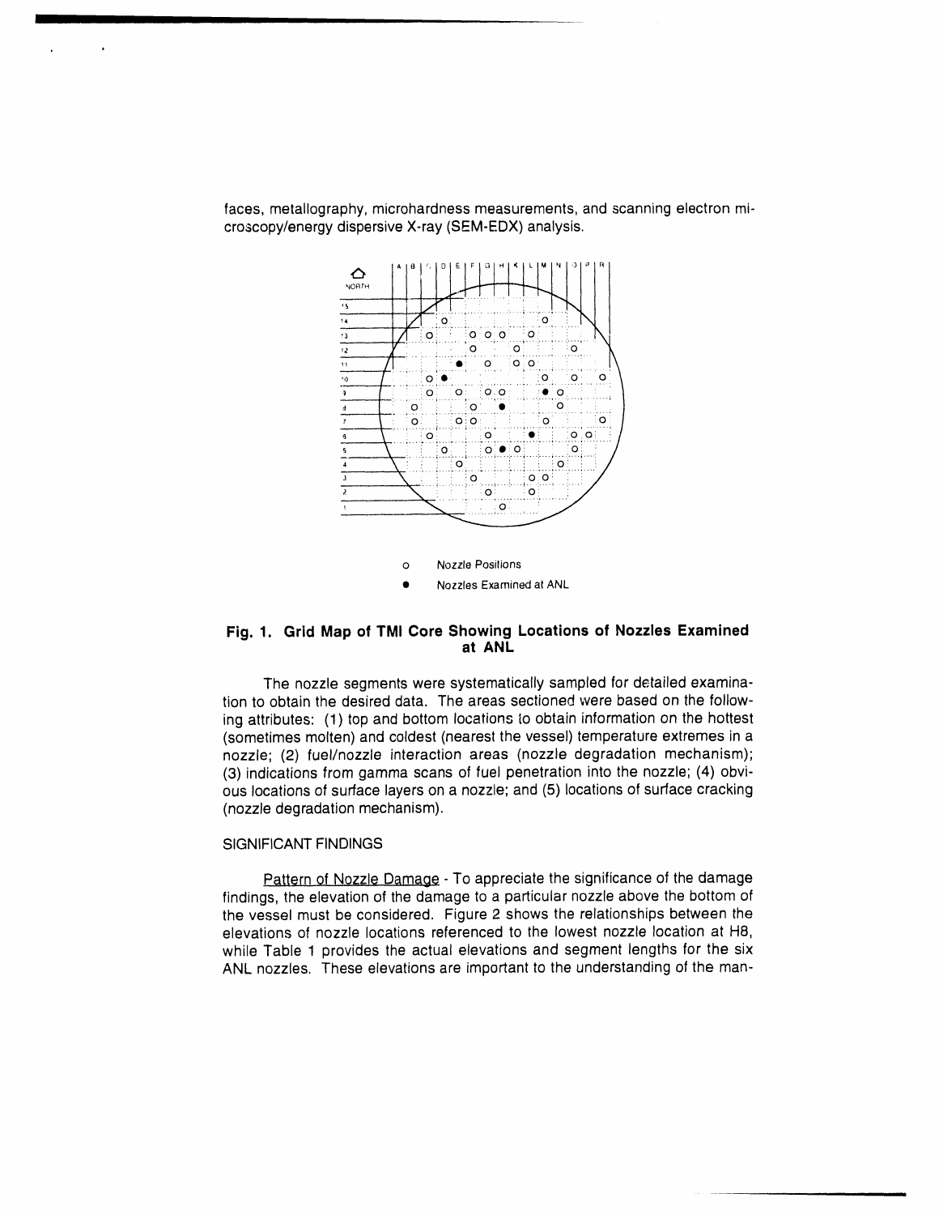faces, metallography, microhardness measurements, and scanning electron microscopy/energy dispersive X-ray (SEM-EDX) analysis.

o Nozzle Positions

● Nozzles Examined at ANL

**Fig. 1. Grid Map of TMI Core Showing Locations of Nozzles Examined at ANL**

The nozzle segments were systematically sampled for detailed examination to obtain the desired data. The areas sectioned were based on the following attributes: (1) top and bottom locations to obtain information on the hottest (sometimes molten) and coldest (nearest the vessel) temperature extremes in a nozzle; (2) fuel/nozzle interaction areas (nozzle degradation mechanism); (3) indications from gamma scans of fuel penetration into the nozzle; (4) obvious locations of surface layers on a nozzle; and (5) locations of surface cracking (nozzle degradation mechanism).

## SIGNIFICANT FINDINGS

Pattern of Nozzle Damage - To appreciate the significance of the damage findings, the elevation of the damage to a particular nozzle above the bottom of the vessel must be considered. Figure 2 shows the relationships between the elevations of nozzle locations referenced to the lowest nozzle location at H8, while Table 1 provides the actual elevations and segment lengths for the six ANL nozzles. These elevations are important to the understanding of the man-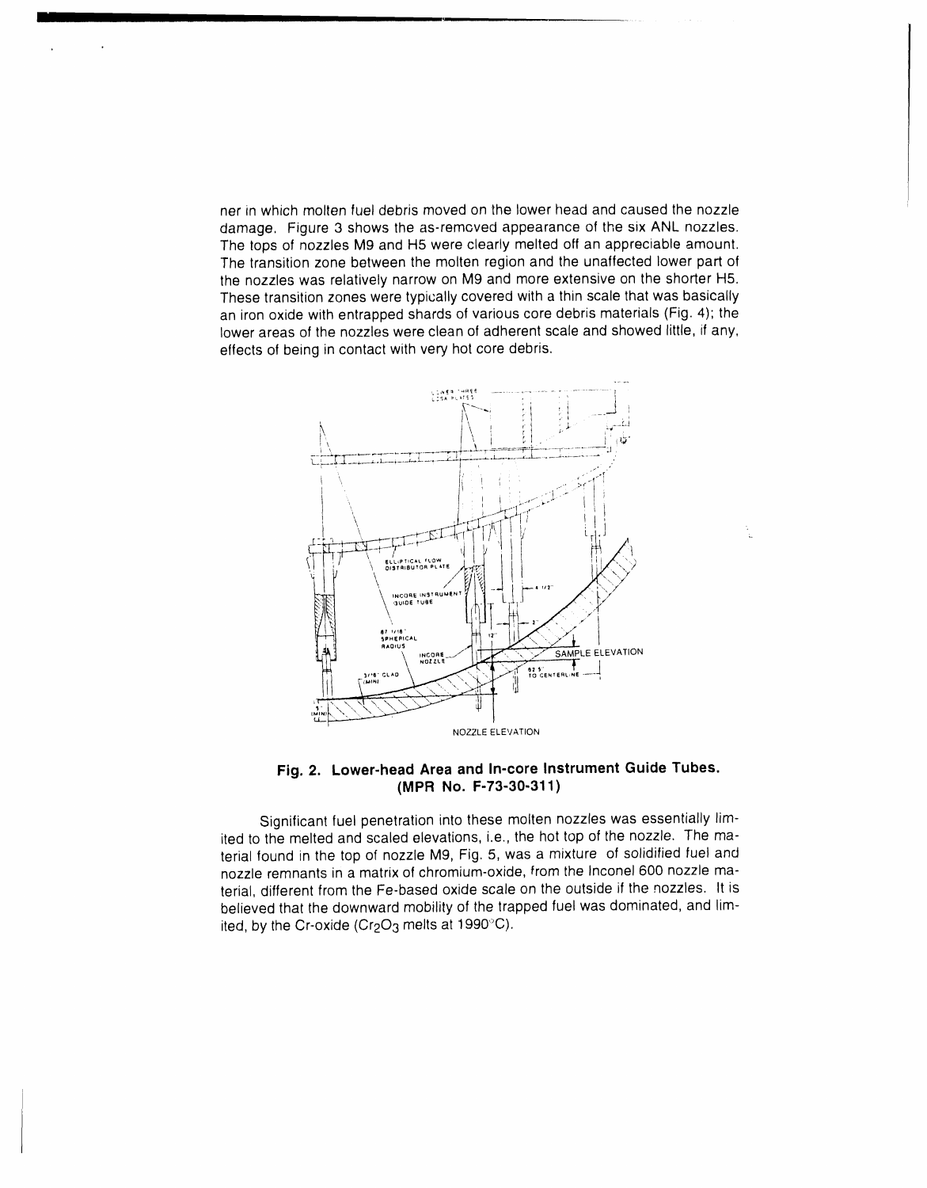ner in which molten fuel debris moved on the lower head and caused the nozzle damage. Figure 3 shows the as-removed appearance of the six ANL nozzles. The tops of nozzles M9 and H5 were clearly melted off an appreciable amount. The transition zone between the molten region and the unaffected lower part of the nozzles was relatively narrow on M9 and more extensive on the shorter H5. These transition zones were typically covered with a thin scale that was basically an iron oxide with entrapped shards of various core debris materials (Fig. 4); the lower areas of the nozzles were clean of adherent scale and showed little, if any, effects of being in contact with very hot core debris.

**Fig. 2. Lower-head Area and In-core Instrument Guide Tubes. (MPR No. F-73-30-311)**

Significant fuel penetration into these molten nozzles was essentially limited to the melted and scaled elevations, i.e., the hot top of the nozzle. The material found in the top of nozzle M9, Fig. 5, was a mixture of solidified fuel and nozzle remnants in a matrix of chromium-oxide, from the Inconel 600 nozzle material, different from the Fe-based oxide scale on the outside if the nozzles. It is believed that the downward mobility of the trapped fuel was dominated, and limited, by the Cr-oxide ($Cr_2O_3$ melts at 1990°C).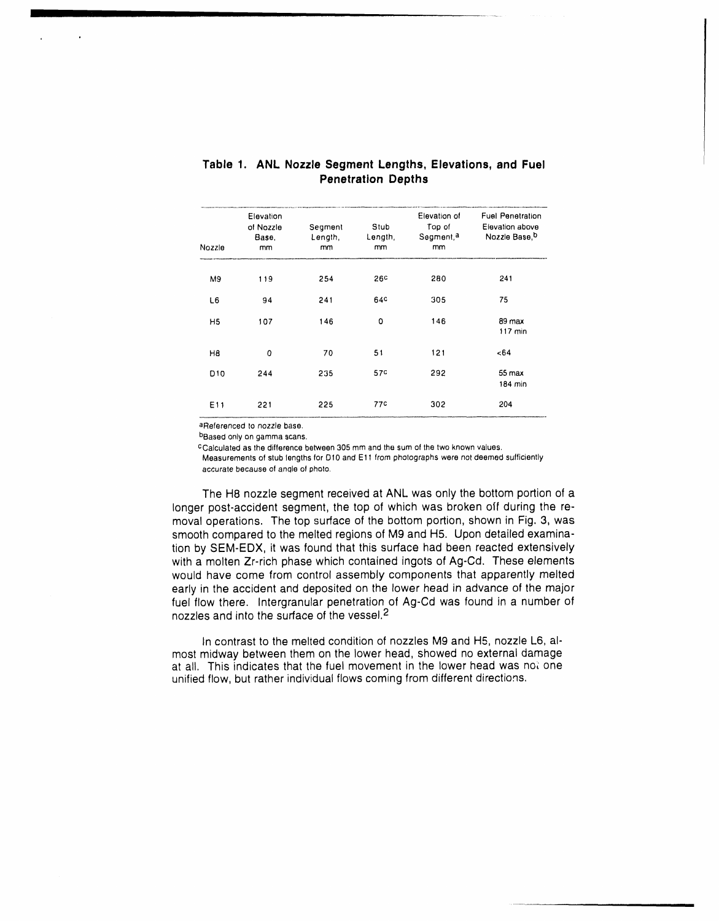**Table 1. ANL Nozzle Segment Lengths, Elevations, and Fuel Penetration Depths**

| Nozzle | Elevation of Nozzle Base, mm | Segment Length, mm | Stub Length, mm | Elevation of Top of Segment,[a] mm | Fuel Penetration Elevation above Nozzle Base,[b] |
|---|---|---|---|---|---|
| M9 | 119 | 254 | 26[c] | 280 | 241 |
| L6 | 94 | 241 | 64[c] | 305 | 75 |
| H5 | 107 | 146 | 0 | 146 | 89 max<br>117 min |
| H8 | 0 | 70 | 51 | 121 | <64 |
| D10 | 244 | 235 | 57[c] | 292 | 55 max<br>184 min |
| E11 | 221 | 225 | 77[c] | 302 | 204 |

[a]Referenced to nozzle base.

[b]Based only on gamma scans.

[c]Calculated as the difference between 305 mm and the sum of the two known values. Measurements of stub lengths for D10 and E11 from photographs were not deemed sufficiently accurate because of angle of photo.

The H8 nozzle segment received at ANL was only the bottom portion of a longer post-accident segment, the top of which was broken off during the removal operations. The top surface of the bottom portion, shown in Fig. 3, was smooth compared to the melted regions of M9 and H5. Upon detailed examination by SEM-EDX, it was found that this surface had been reacted extensively with a molten Zr-rich phase which contained ingots of Ag-Cd. These elements would have come from control assembly components that apparently melted early in the accident and deposited on the lower head in advance of the major fuel flow there. Intergranular penetration of Ag-Cd was found in a number of nozzles and into the surface of the vessel.[2]

In contrast to the melted condition of nozzles M9 and H5, nozzle L6, almost midway between them on the lower head, showed no external damage at all. This indicates that the fuel movement in the lower head was not one unified flow, but rather individual flows coming from different directions.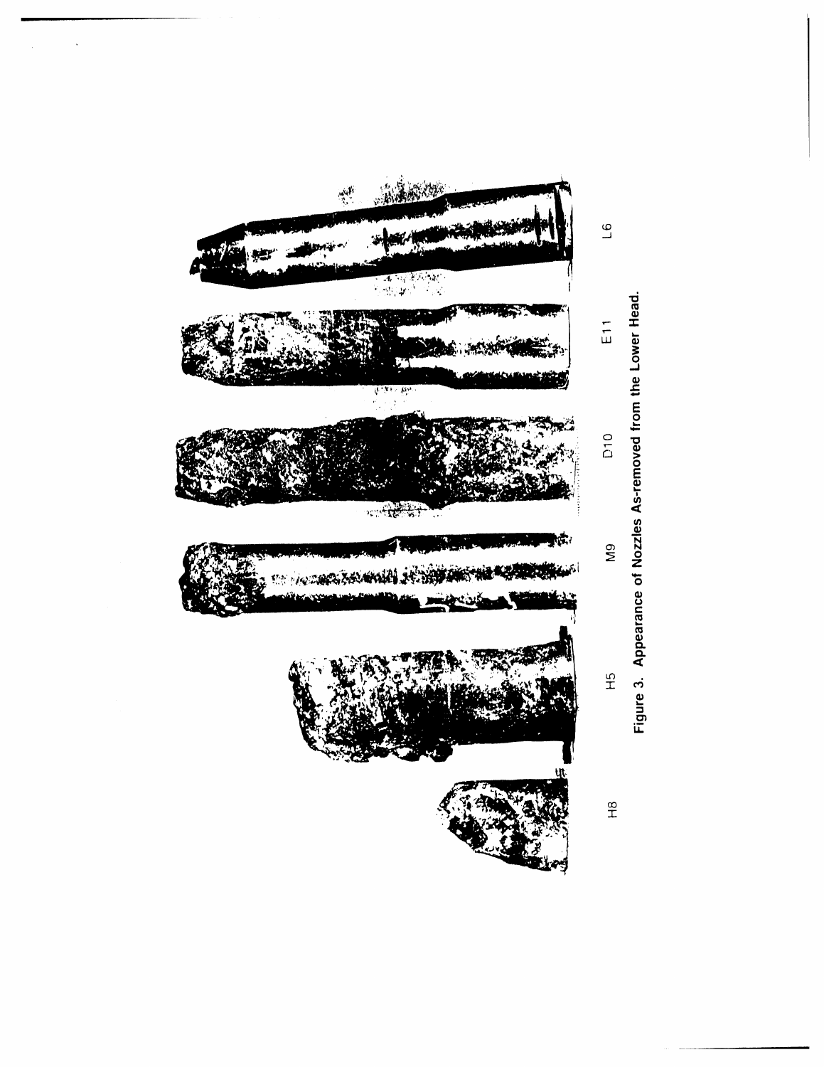H8 H5 M9 D10 E11 L6

Figure 3. Appearance of Nozzles As-removed from the Lower Head.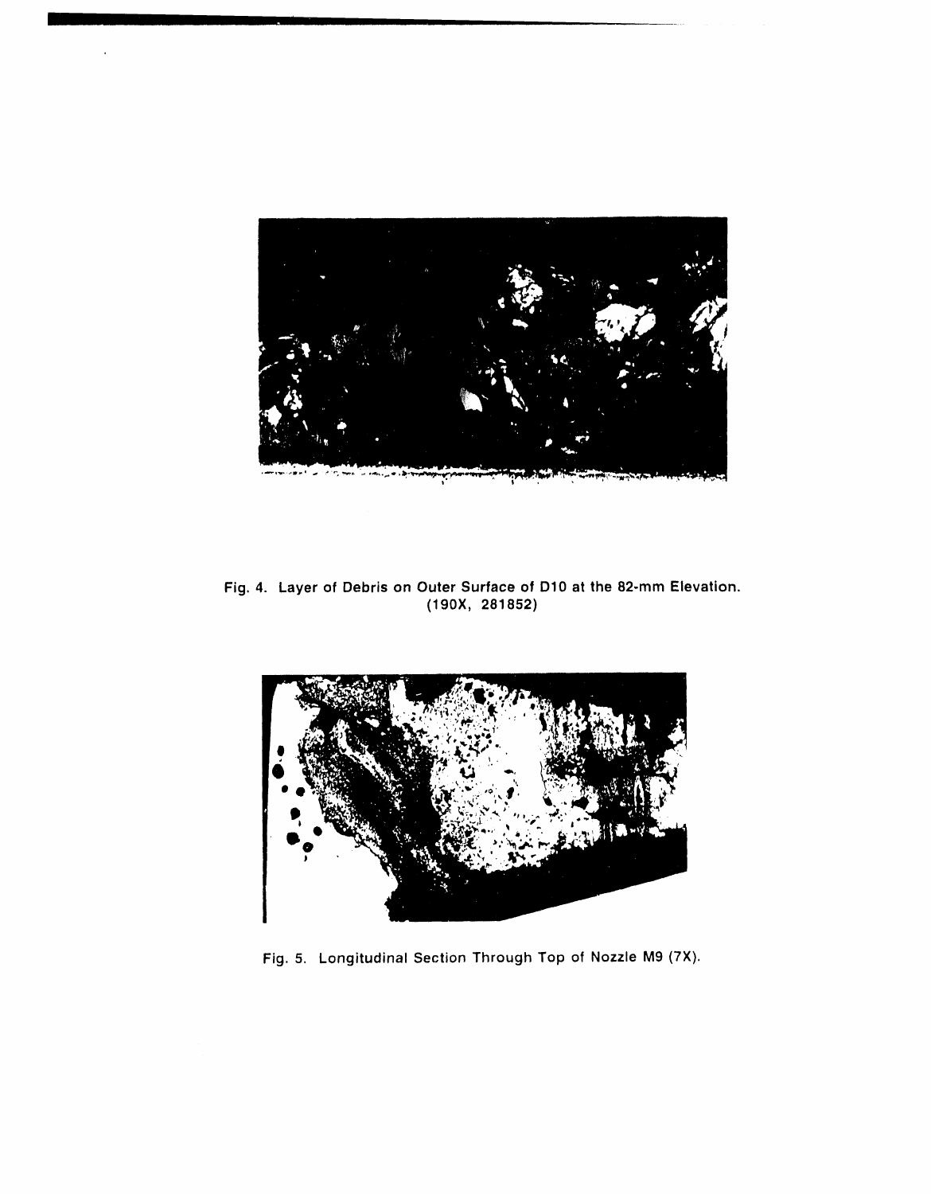Fig. 4. Layer of Debris on Outer Surface of D10 at the 82-mm Elevation. (190X, 281852)

Fig. 5. Longitudinal Section Through Top of Nozzle M9 (7X).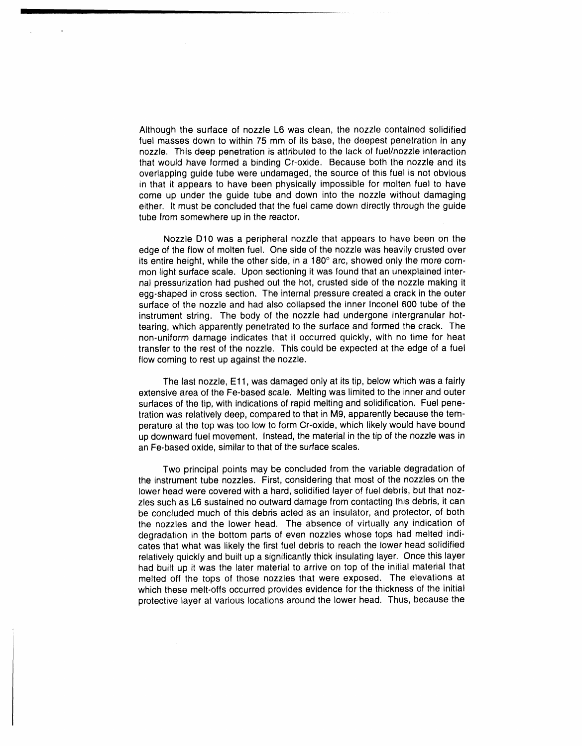Although the surface of nozzle L6 was clean, the nozzle contained solidified fuel masses down to within 75 mm of its base, the deepest penetration in any nozzle. This deep penetration is attributed to the lack of fuel/nozzle interaction that would have formed a binding Cr-oxide. Because both the nozzle and its overlapping guide tube were undamaged, the source of this fuel is not obvious in that it appears to have been physically impossible for molten fuel to have come up under the guide tube and down into the nozzle without damaging either. It must be concluded that the fuel came down directly through the guide tube from somewhere up in the reactor.

Nozzle D10 was a peripheral nozzle that appears to have been on the edge of the flow of molten fuel. One side of the nozzle was heavily crusted over its entire height, while the other side, in a 180° arc, showed only the more common light surface scale. Upon sectioning it was found that an unexplained internal pressurization had pushed out the hot, crusted side of the nozzle making it egg-shaped in cross section. The internal pressure created a crack in the outer surface of the nozzle and had also collapsed the inner Inconel 600 tube of the instrument string. The body of the nozzle had undergone intergranular hot-tearing, which apparently penetrated to the surface and formed the crack. The non-uniform damage indicates that it occurred quickly, with no time for heat transfer to the rest of the nozzle. This could be expected at the edge of a fuel flow coming to rest up against the nozzle.

The last nozzle, E11, was damaged only at its tip, below which was a fairly extensive area of the Fe-based scale. Melting was limited to the inner and outer surfaces of the tip, with indications of rapid melting and solidification. Fuel penetration was relatively deep, compared to that in M9, apparently because the temperature at the top was too low to form Cr-oxide, which likely would have bound up downward fuel movement. Instead, the material in the tip of the nozzle was in an Fe-based oxide, similar to that of the surface scales.

Two principal points may be concluded from the variable degradation of the instrument tube nozzles. First, considering that most of the nozzles on the lower head were covered with a hard, solidified layer of fuel debris, but that nozzles such as L6 sustained no outward damage from contacting this debris, it can be concluded much of this debris acted as an insulator, and protector, of both the nozzles and the lower head. The absence of virtually any indication of degradation in the bottom parts of even nozzles whose tops had melted indicates that what was likely the first fuel debris to reach the lower head solidified relatively quickly and built up a significantly thick insulating layer. Once this layer had built up it was the later material to arrive on top of the initial material that melted off the tops of those nozzles that were exposed. The elevations at which these melt-offs occurred provides evidence for the thickness of the initial protective layer at various locations around the lower head. Thus, because the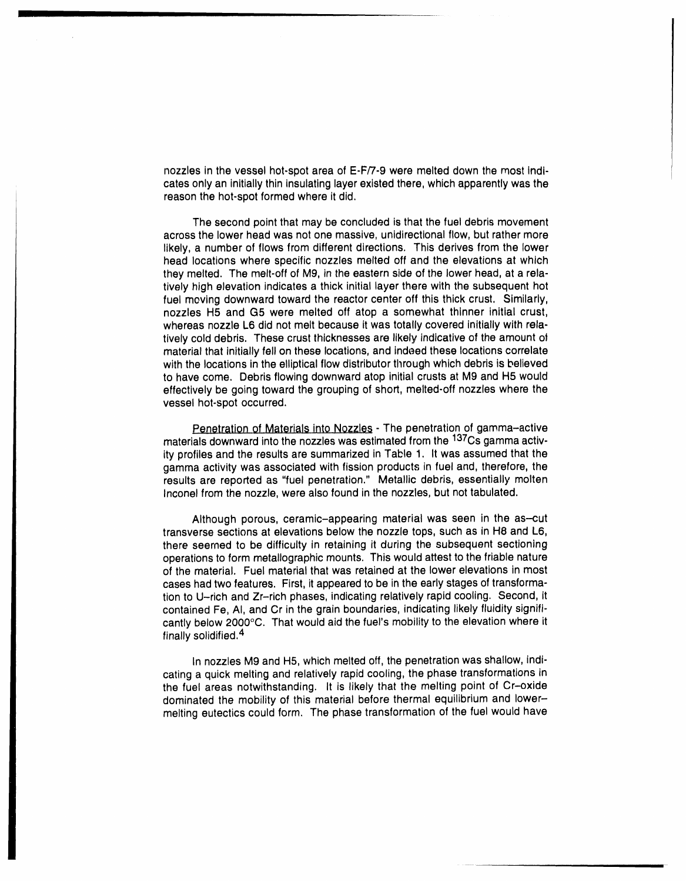nozzles in the vessel hot-spot area of E-F/7-9 were melted down the most indicates only an initially thin insulating layer existed there, which apparently was the reason the hot-spot formed where it did.

The second point that may be concluded is that the fuel debris movement across the lower head was not one massive, unidirectional flow, but rather more likely, a number of flows from different directions. This derives from the lower head locations where specific nozzles melted off and the elevations at which they melted. The melt-off of M9, in the eastern side of the lower head, at a relatively high elevation indicates a thick initial layer there with the subsequent hot fuel moving downward toward the reactor center off this thick crust. Similarly, nozzles H5 and G5 were melted off atop a somewhat thinner initial crust, whereas nozzle L6 did not melt because it was totally covered initially with relatively cold debris. These crust thicknesses are likely indicative of the amount of material that initially fell on these locations, and indeed these locations correlate with the locations in the elliptical flow distributor through which debris is believed to have come. Debris flowing downward atop initial crusts at M9 and H5 would effectively be going toward the grouping of short, melted-off nozzles where the vessel hot-spot occurred.

Penetration of Materials into Nozzles - The penetration of gamma–active materials downward into the nozzles was estimated from the $^{137}Cs$ gamma activity profiles and the results are summarized in Table 1. It was assumed that the gamma activity was associated with fission products in fuel and, therefore, the results are reported as "fuel penetration." Metallic debris, essentially molten Inconel from the nozzle, were also found in the nozzles, but not tabulated.

Although porous, ceramic–appearing material was seen in the as–cut transverse sections at elevations below the nozzle tops, such as in H8 and L6, there seemed to be difficulty in retaining it during the subsequent sectioning operations to form metallographic mounts. This would attest to the friable nature of the material. Fuel material that was retained at the lower elevations in most cases had two features. First, it appeared to be in the early stages of transformation to U–rich and Zr–rich phases, indicating relatively rapid cooling. Second, it contained Fe, Al, and Cr in the grain boundaries, indicating likely fluidity significantly below 2000°C. That would aid the fuel's mobility to the elevation where it finally solidified.[4]

In nozzles M9 and H5, which melted off, the penetration was shallow, indicating a quick melting and relatively rapid cooling, the phase transformations in the fuel areas notwithstanding. It is likely that the melting point of Cr–oxide dominated the mobility of this material before thermal equilibrium and lower–melting eutectics could form. The phase transformation of the fuel would have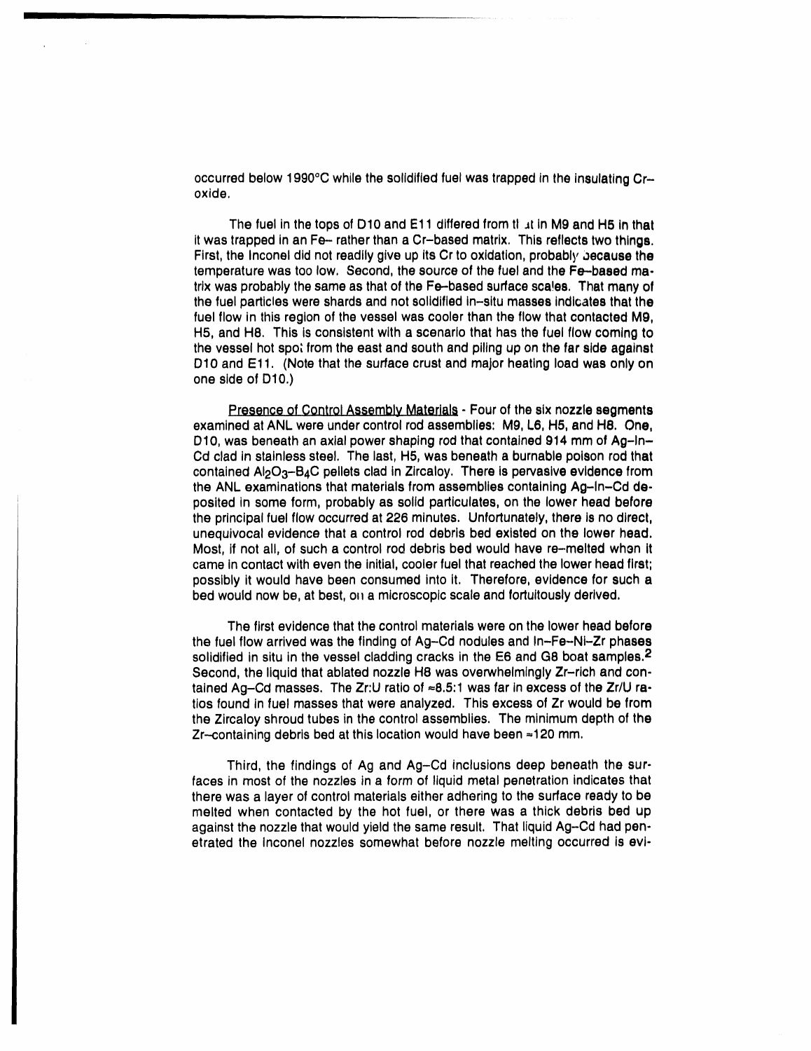occurred below 1990°C while the solidified fuel was trapped in the insulating Cr–oxide.

The fuel in the tops of D10 and E11 differed from that in M9 and H5 in that it was trapped in an Fe– rather than a Cr–based matrix. This reflects two things. First, the Inconel did not readily give up its Cr to oxidation, probably because the temperature was too low. Second, the source of the fuel and the Fe–based matrix was probably the same as that of the Fe–based surface scales. That many of the fuel particles were shards and not solidified in-situ masses indicates that the fuel flow in this region of the vessel was cooler than the flow that contacted M9, H5, and H8. This is consistent with a scenario that has the fuel flow coming to the vessel hot spot from the east and south and piling up on the far side against D10 and E11. (Note that the surface crust and major heating load was only on one side of D10.)

Presence of Control Assembly Materials - Four of the six nozzle segments examined at ANL were under control rod assemblies: M9, L6, H5, and H8. One, D10, was beneath an axial power shaping rod that contained 914 mm of Ag–In–Cd clad in stainless steel. The last, H5, was beneath a burnable poison rod that contained $Al_2O_3$–$B_4C$ pellets clad in Zircaloy. There is pervasive evidence from the ANL examinations that materials from assemblies containing Ag–In–Cd deposited in some form, probably as solid particulates, on the lower head before the principal fuel flow occurred at 226 minutes. Unfortunately, there is no direct, unequivocal evidence that a control rod debris bed existed on the lower head. Most, if not all, of such a control rod debris bed would have re–melted when it came in contact with even the initial, cooler fuel that reached the lower head first; possibly it would have been consumed into it. Therefore, evidence for such a bed would now be, at best, on a microscopic scale and fortuitously derived.

The first evidence that the control materials were on the lower head before the fuel flow arrived was the finding of Ag–Cd nodules and In–Fe–Ni–Zr phases solidified in situ in the vessel cladding cracks in the E6 and G8 boat samples.[2] Second, the liquid that ablated nozzle H8 was overwhelmingly Zr–rich and contained Ag–Cd masses. The Zr:U ratio of ≈8.5:1 was far in excess of the Zr/U ratios found in fuel masses that were analyzed. This excess of Zr would be from the Zircaloy shroud tubes in the control assemblies. The minimum depth of the Zr–containing debris bed at this location would have been ≈120 mm.

Third, the findings of Ag and Ag–Cd inclusions deep beneath the surfaces in most of the nozzles in a form of liquid metal penetration indicates that there was a layer of control materials either adhering to the surface ready to be melted when contacted by the hot fuel, or there was a thick debris bed up against the nozzle that would yield the same result. That liquid Ag–Cd had penetrated the Inconel nozzles somewhat before nozzle melting occurred is evi-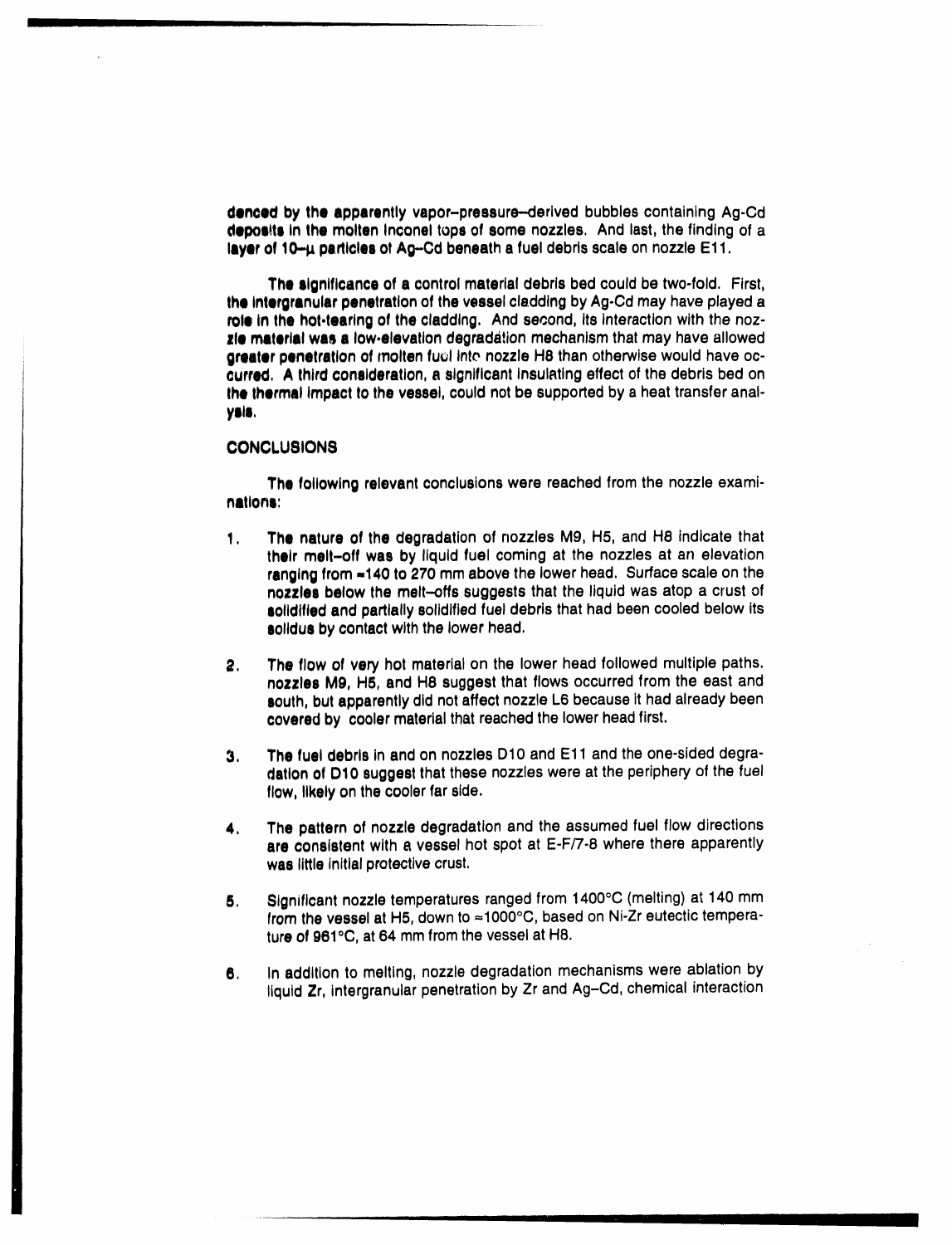denced by the apparently vapor–pressure–derived bubbles containing Ag-Cd deposits in the molten Inconel tops of some nozzles. And last, the finding of a layer of 10–μ particles of Ag–Cd beneath a fuel debris scale on nozzle E11.

The significance of a control material debris bed could be two-fold. First, the intergranular penetration of the vessel cladding by Ag-Cd may have played a role in the hot-tearing of the cladding. And second, its interaction with the nozzle material was a low-elevation degradation mechanism that may have allowed greater penetration of molten fuel into nozzle H8 than otherwise would have occurred. A third consideration, a significant insulating effect of the debris bed on the thermal impact to the vessel, could not be supported by a heat transfer analysis.

## CONCLUSIONS

The following relevant conclusions were reached from the nozzle examinations:

1. The nature of the degradation of nozzles M9, H5, and H8 indicate that their melt–off was by liquid fuel coming at the nozzles at an elevation ranging from ≈140 to 270 mm above the lower head. Surface scale on the nozzles below the melt–offs suggests that the liquid was atop a crust of solidified and partially solidified fuel debris that had been cooled below its solidus by contact with the lower head.

2. The flow of very hot material on the lower head followed multiple paths. nozzles M9, H5, and H8 suggest that flows occurred from the east and south, but apparently did not affect nozzle L6 because it had already been covered by cooler material that reached the lower head first.

3. The fuel debris in and on nozzles D10 and E11 and the one-sided degradation of D10 suggest that these nozzles were at the periphery of the fuel flow, likely on the cooler far side.

4. The pattern of nozzle degradation and the assumed fuel flow directions are consistent with a vessel hot spot at E-F/7-8 where there apparently was little initial protective crust.

5. Significant nozzle temperatures ranged from 1400°C (melting) at 140 mm from the vessel at H5, down to ≈1000°C, based on Ni-Zr eutectic temperature of 961°C, at 64 mm from the vessel at H8.

6. In addition to melting, nozzle degradation mechanisms were ablation by liquid Zr, intergranular penetration by Zr and Ag–Cd, chemical interaction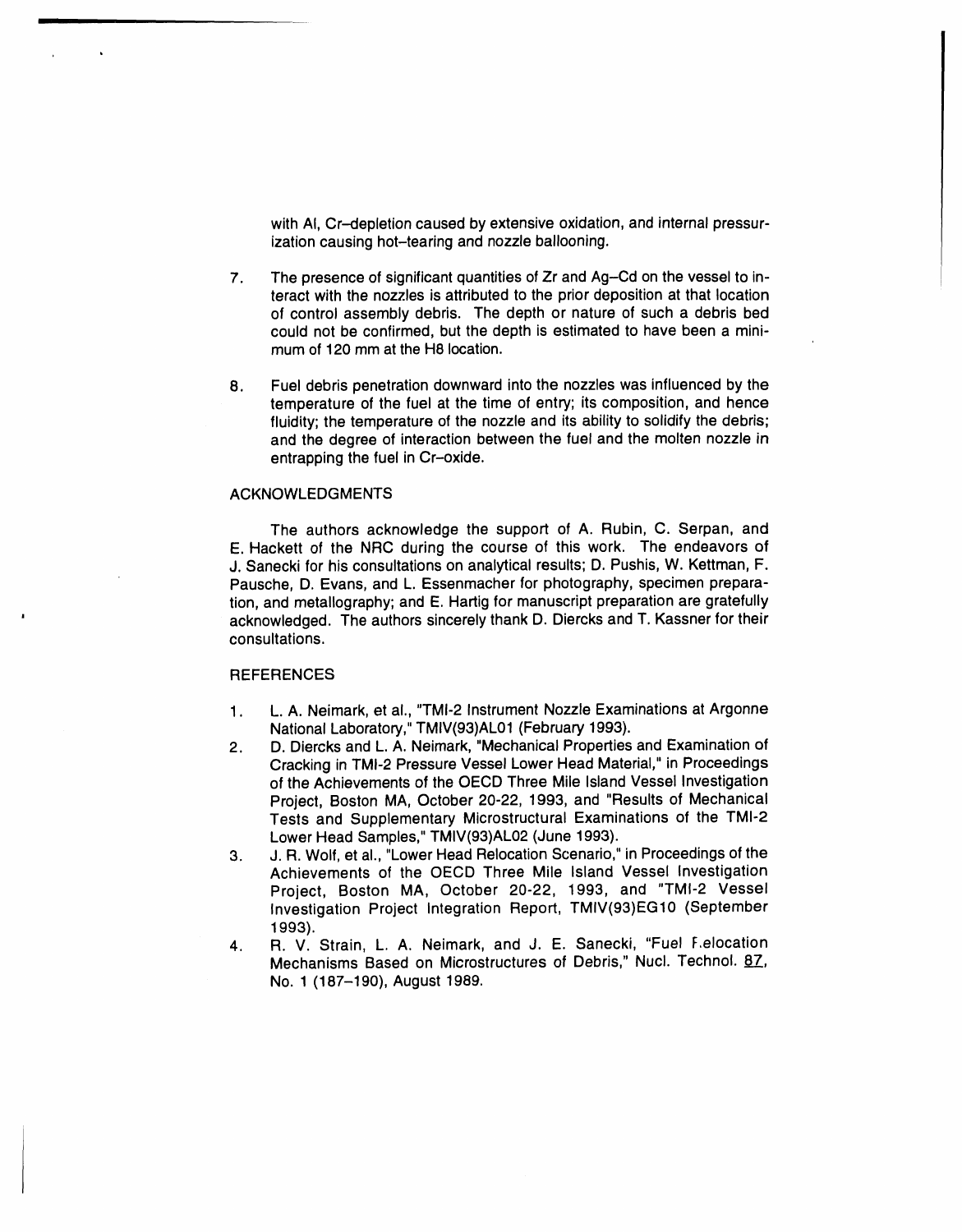with Al, Cr–depletion caused by extensive oxidation, and internal pressurization causing hot–tearing and nozzle ballooning.

7. The presence of significant quantities of Zr and Ag–Cd on the vessel to interact with the nozzles is attributed to the prior deposition at that location of control assembly debris. The depth or nature of such a debris bed could not be confirmed, but the depth is estimated to have been a minimum of 120 mm at the H8 location.

8. Fuel debris penetration downward into the nozzles was influenced by the temperature of the fuel at the time of entry; its composition, and hence fluidity; the temperature of the nozzle and its ability to solidify the debris; and the degree of interaction between the fuel and the molten nozzle in entrapping the fuel in Cr–oxide.

## ACKNOWLEDGMENTS

The authors acknowledge the support of A. Rubin, C. Serpan, and E. Hackett of the NRC during the course of this work. The endeavors of J. Sanecki for his consultations on analytical results; D. Pushis, W. Kettman, F. Pausche, D. Evans, and L. Essenmacher for photography, specimen preparation, and metallography; and E. Hartig for manuscript preparation are gratefully acknowledged. The authors sincerely thank D. Diercks and T. Kassner for their consultations.

## REFERENCES

1. L. A. Neimark, et al., "TMI-2 Instrument Nozzle Examinations at Argonne National Laboratory," TMIV(93)AL01 (February 1993).
2. D. Diercks and L. A. Neimark, "Mechanical Properties and Examination of Cracking in TMI-2 Pressure Vessel Lower Head Material," in Proceedings of the Achievements of the OECD Three Mile Island Vessel Investigation Project, Boston MA, October 20-22, 1993, and "Results of Mechanical Tests and Supplementary Microstructural Examinations of the TMI-2 Lower Head Samples," TMIV(93)AL02 (June 1993).
3. J. R. Wolf, et al., "Lower Head Relocation Scenario," in Proceedings of the Achievements of the OECD Three Mile Island Vessel Investigation Project, Boston MA, October 20-22, 1993, and "TMI-2 Vessel Investigation Project Integration Report, TMIV(93)EG10 (September 1993).
4. R. V. Strain, L. A. Neimark, and J. E. Sanecki, "Fuel Relocation Mechanisms Based on Microstructures of Debris," Nucl. Technol. 87, No. 1 (187–190), August 1989.